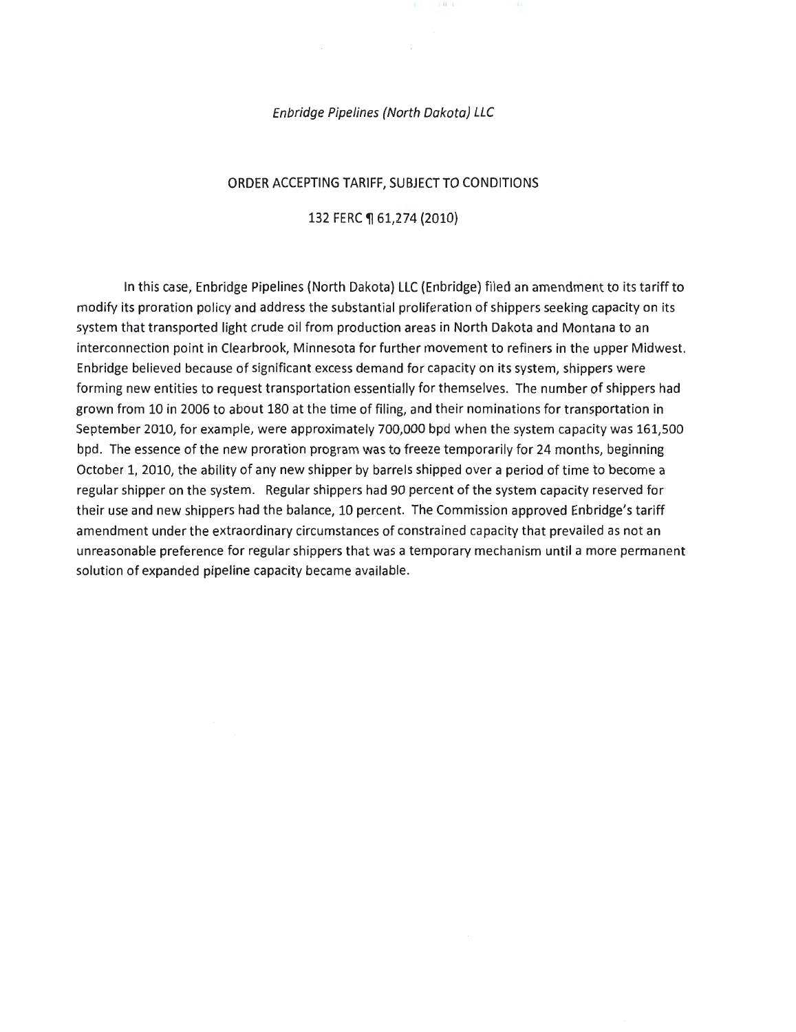*Enbridge Pipelines (North Dakota) LLC*

ORDER ACCEPTING TARIFF, SUBJECT TO CONDITIONS

132 FERC ¶ 61,274 (2010)

In this case, Enbridge Pipelines (North Dakota) LLC (Enbridge) filed an amendment to its tariff to modify its proration policy and address the substantial proliferation of shippers seeking capacity on its system that transported light crude oil from production areas in North Dakota and Montana to an interconnection point in Clearbrook, Minnesota for further movement to refiners in the upper Midwest. Enbridge believed because of significant excess demand for capacity on its system, shippers were forming new entities to request transportation essentially for themselves. The number of shippers had grown from 10 in 2006 to about 180 at the time of filing, and their nominations for transportation in September 2010, for example, were approximately 700,000 bpd when the system capacity was 161,500 bpd. The essence of the new proration program was to freeze temporarily for 24 months, beginning October 1, 2010, the ability of any new shipper by barrels shipped over a period of time to become a regular shipper on the system. Regular shippers had 90 percent of the system capacity reserved for their use and new shippers had the balance, 10 percent. The Commission approved Enbridge's tariff amendment under the extraordinary circumstances of constrained capacity that prevailed as not an unreasonable preference for regular shippers that was a temporary mechanism until a more permanent solution of expanded pipeline capacity became available.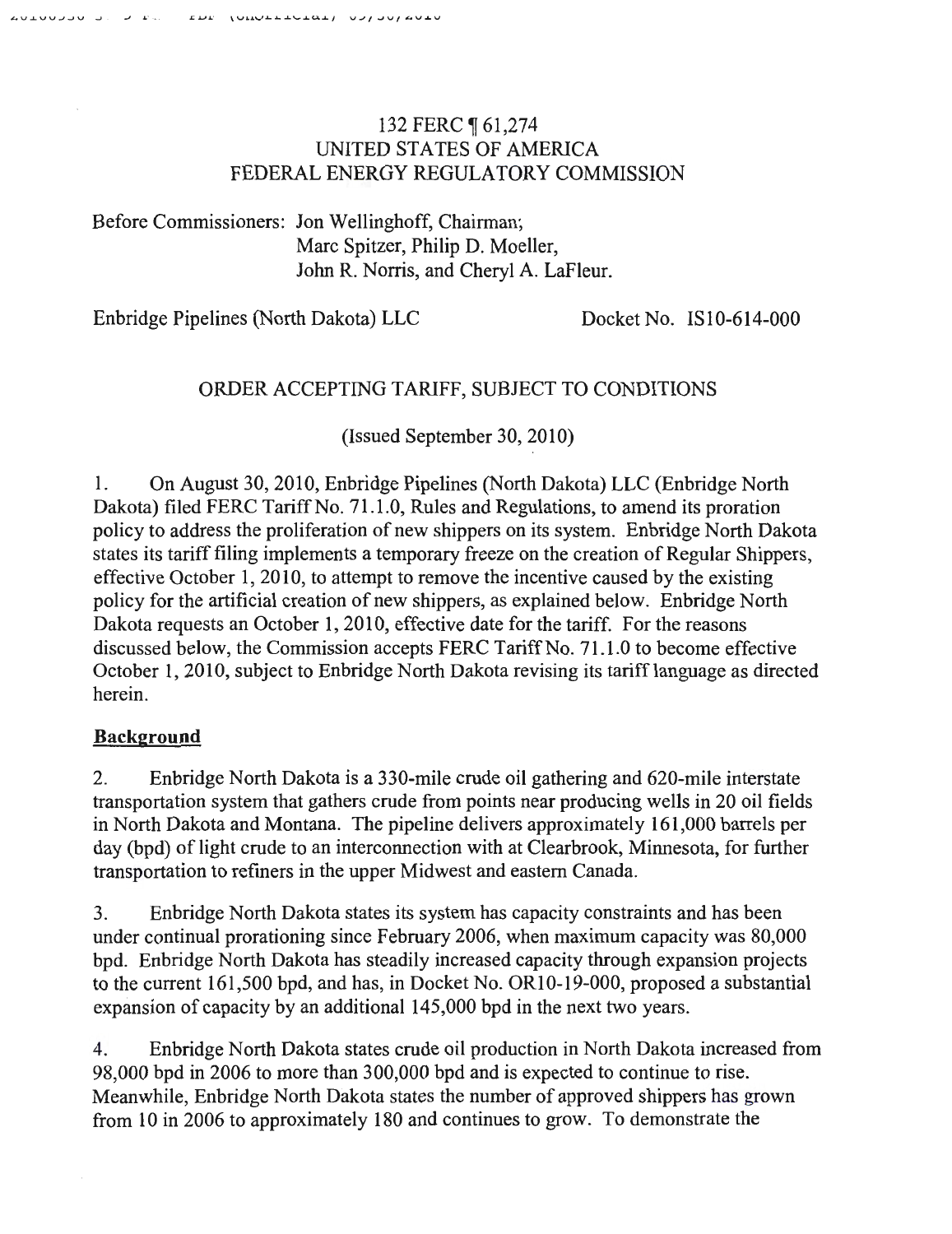132 FERC ¶ 61,274
UNITED STATES OF AMERICA
FEDERAL ENERGY REGULATORY COMMISSION

Before Commissioners: Jon Wellinghoff, Chairman;
Marc Spitzer, Philip D. Moeller,
John R. Norris, and Cheryl A. LaFleur.

Enbridge Pipelines (North Dakota) LLC    Docket No. IS10-614-000

ORDER ACCEPTING TARIFF, SUBJECT TO CONDITIONS

(Issued September 30, 2010)

1. On August 30, 2010, Enbridge Pipelines (North Dakota) LLC (Enbridge North Dakota) filed FERC Tariff No. 71.1.0, Rules and Regulations, to amend its proration policy to address the proliferation of new shippers on its system. Enbridge North Dakota states its tariff filing implements a temporary freeze on the creation of Regular Shippers, effective October 1, 2010, to attempt to remove the incentive caused by the existing policy for the artificial creation of new shippers, as explained below. Enbridge North Dakota requests an October 1, 2010, effective date for the tariff. For the reasons discussed below, the Commission accepts FERC Tariff No. 71.1.0 to become effective October 1, 2010, subject to Enbridge North Dakota revising its tariff language as directed herein.

## Background

2. Enbridge North Dakota is a 330-mile crude oil gathering and 620-mile interstate transportation system that gathers crude from points near producing wells in 20 oil fields in North Dakota and Montana. The pipeline delivers approximately 161,000 barrels per day (bpd) of light crude to an interconnection with at Clearbrook, Minnesota, for further transportation to refiners in the upper Midwest and eastern Canada.

3. Enbridge North Dakota states its system has capacity constraints and has been under continual prorationing since February 2006, when maximum capacity was 80,000 bpd. Enbridge North Dakota has steadily increased capacity through expansion projects to the current 161,500 bpd, and has, in Docket No. OR10-19-000, proposed a substantial expansion of capacity by an additional 145,000 bpd in the next two years.

4. Enbridge North Dakota states crude oil production in North Dakota increased from 98,000 bpd in 2006 to more than 300,000 bpd and is expected to continue to rise. Meanwhile, Enbridge North Dakota states the number of approved shippers has grown from 10 in 2006 to approximately 180 and continues to grow. To demonstrate the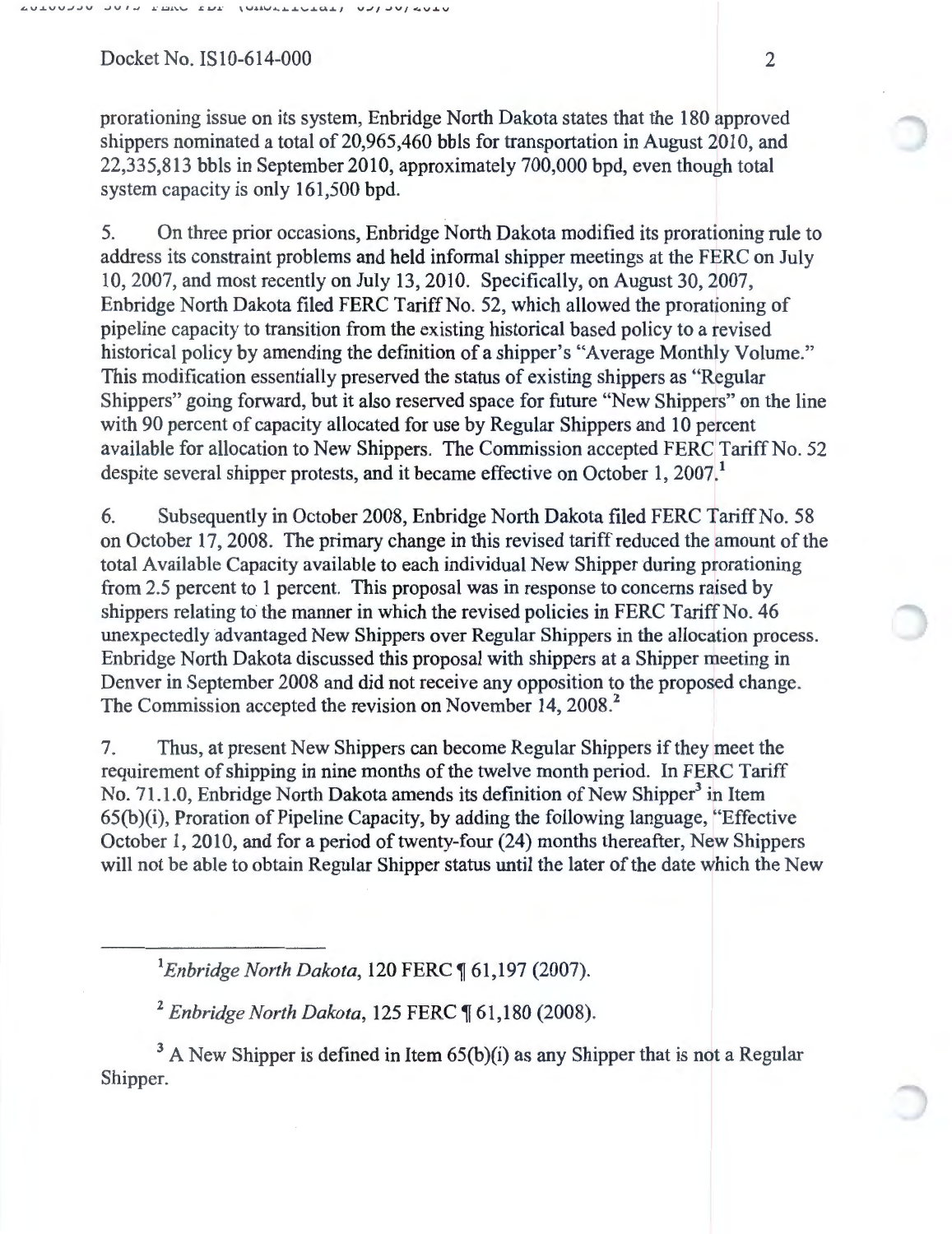prorationing issue on its system, Enbridge North Dakota states that the 180 approved shippers nominated a total of 20,965,460 bbls for transportation in August 2010, and 22,335,813 bbls in September 2010, approximately 700,000 bpd, even though total system capacity is only 161,500 bpd.

5. On three prior occasions, Enbridge North Dakota modified its prorationing rule to address its constraint problems and held informal shipper meetings at the FERC on July 10, 2007, and most recently on July 13, 2010. Specifically, on August 30, 2007, Enbridge North Dakota filed FERC Tariff No. 52, which allowed the prorationing of pipeline capacity to transition from the existing historical based policy to a revised historical policy by amending the definition of a shipper's "Average Monthly Volume." This modification essentially preserved the status of existing shippers as "Regular Shippers" going forward, but it also reserved space for future "New Shippers" on the line with 90 percent of capacity allocated for use by Regular Shippers and 10 percent available for allocation to New Shippers. The Commission accepted FERC Tariff No. 52 despite several shipper protests, and it became effective on October 1, 2007.[1]

6. Subsequently in October 2008, Enbridge North Dakota filed FERC Tariff No. 58 on October 17, 2008. The primary change in this revised tariff reduced the amount of the total Available Capacity available to each individual New Shipper during prorationing from 2.5 percent to 1 percent. This proposal was in response to concerns raised by shippers relating to the manner in which the revised policies in FERC Tariff No. 46 unexpectedly advantaged New Shippers over Regular Shippers in the allocation process. Enbridge North Dakota discussed this proposal with shippers at a Shipper meeting in Denver in September 2008 and did not receive any opposition to the proposed change. The Commission accepted the revision on November 14, 2008.[2]

7. Thus, at present New Shippers can become Regular Shippers if they meet the requirement of shipping in nine months of the twelve month period. In FERC Tariff No. 71.1.0, Enbridge North Dakota amends its definition of New Shipper[3] in Item 65(b)(i), Proration of Pipeline Capacity, by adding the following language, "Effective October 1, 2010, and for a period of twenty-four (24) months thereafter, New Shippers will not be able to obtain Regular Shipper status until the later of the date which the New

---

[1] *Enbridge North Dakota*, 120 FERC ¶ 61,197 (2007).

[2] *Enbridge North Dakota*, 125 FERC ¶ 61,180 (2008).

[3] A New Shipper is defined in Item 65(b)(i) as any Shipper that is not a Regular Shipper.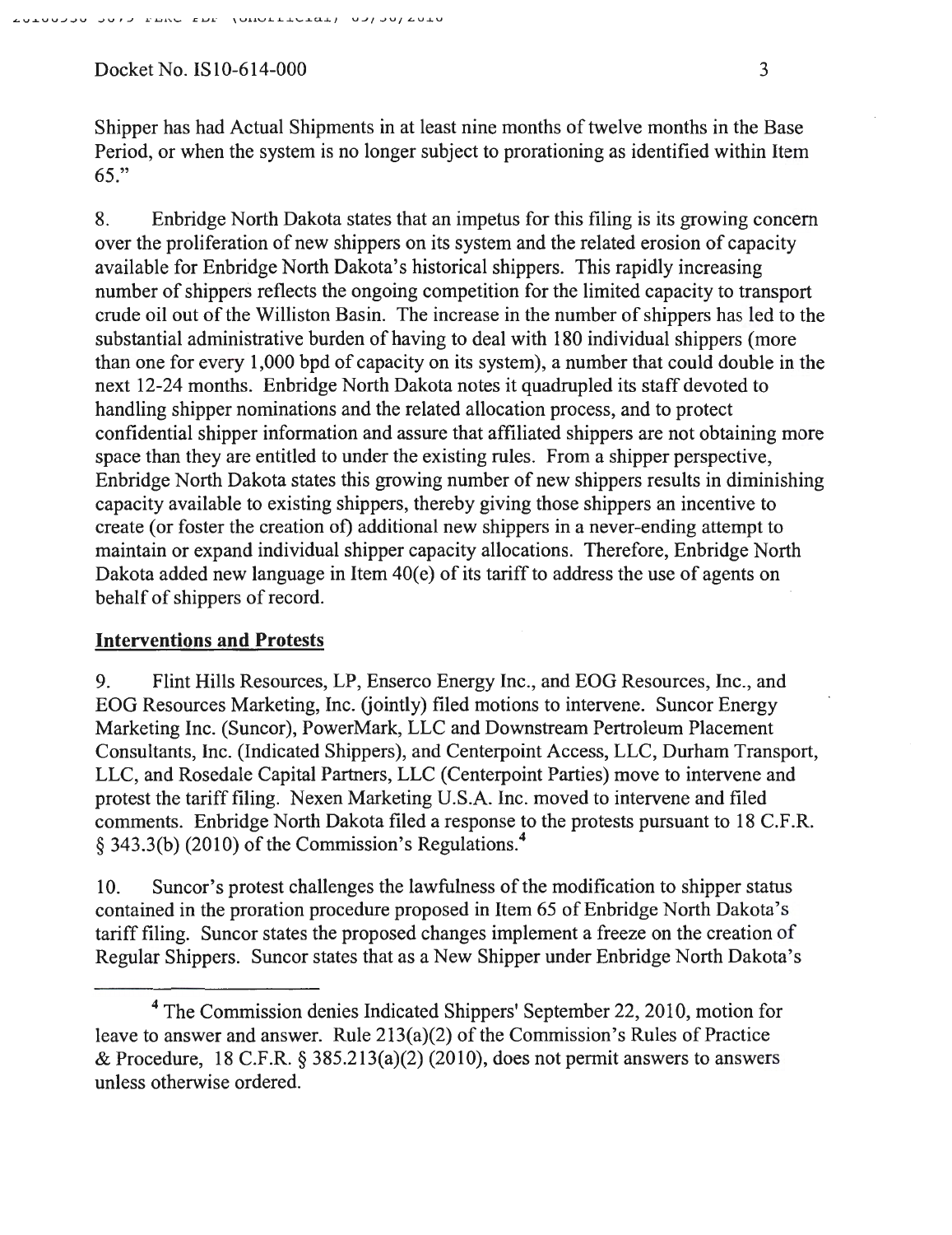Shipper has had Actual Shipments in at least nine months of twelve months in the Base Period, or when the system is no longer subject to prorationing as identified within Item 65."

8. Enbridge North Dakota states that an impetus for this filing is its growing concern over the proliferation of new shippers on its system and the related erosion of capacity available for Enbridge North Dakota's historical shippers. This rapidly increasing number of shippers reflects the ongoing competition for the limited capacity to transport crude oil out of the Williston Basin. The increase in the number of shippers has led to the substantial administrative burden of having to deal with 180 individual shippers (more than one for every 1,000 bpd of capacity on its system), a number that could double in the next 12-24 months. Enbridge North Dakota notes it quadrupled its staff devoted to handling shipper nominations and the related allocation process, and to protect confidential shipper information and assure that affiliated shippers are not obtaining more space than they are entitled to under the existing rules. From a shipper perspective, Enbridge North Dakota states this growing number of new shippers results in diminishing capacity available to existing shippers, thereby giving those shippers an incentive to create (or foster the creation of) additional new shippers in a never-ending attempt to maintain or expand individual shipper capacity allocations. Therefore, Enbridge North Dakota added new language in Item 40(e) of its tariff to address the use of agents on behalf of shippers of record.

## Interventions and Protests

9. Flint Hills Resources, LP, Enserco Energy Inc., and EOG Resources, Inc., and EOG Resources Marketing, Inc. (jointly) filed motions to intervene. Suncor Energy Marketing Inc. (Suncor), PowerMark, LLC and Downstream Pertroleum Placement Consultants, Inc. (Indicated Shippers), and Centerpoint Access, LLC, Durham Transport, LLC, and Rosedale Capital Partners, LLC (Centerpoint Parties) move to intervene and protest the tariff filing. Nexen Marketing U.S.A. Inc. moved to intervene and filed comments. Enbridge North Dakota filed a response to the protests pursuant to 18 C.F.R. § 343.3(b) (2010) of the Commission's Regulations.[4]

10. Suncor's protest challenges the lawfulness of the modification to shipper status contained in the proration procedure proposed in Item 65 of Enbridge North Dakota's tariff filing. Suncor states the proposed changes implement a freeze on the creation of Regular Shippers. Suncor states that as a New Shipper under Enbridge North Dakota's

---

[4] The Commission denies Indicated Shippers' September 22, 2010, motion for leave to answer and answer. Rule 213(a)(2) of the Commission's Rules of Practice & Procedure, 18 C.F.R. § 385.213(a)(2) (2010), does not permit answers to answers unless otherwise ordered.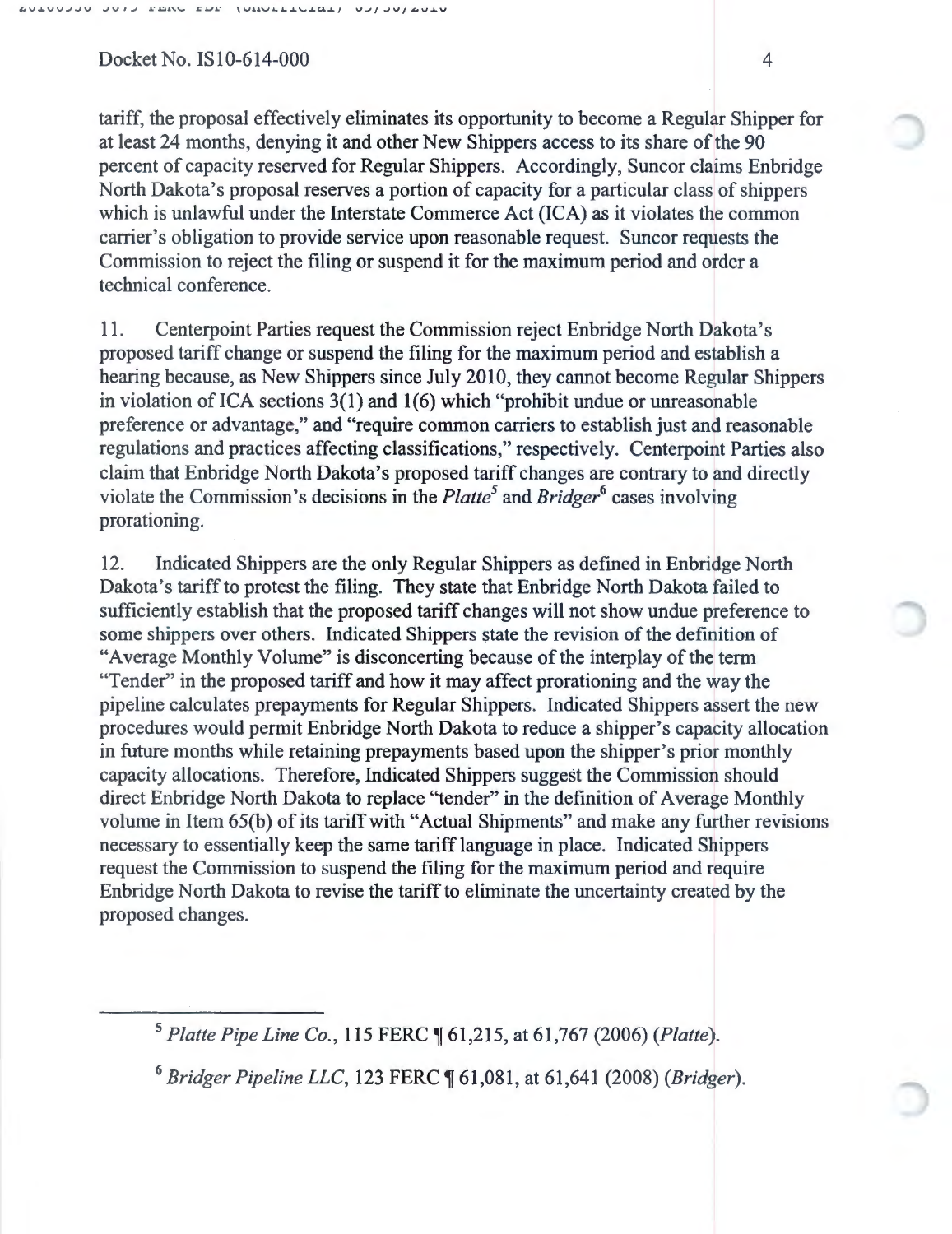tariff, the proposal effectively eliminates its opportunity to become a Regular Shipper for at least 24 months, denying it and other New Shippers access to its share of the 90 percent of capacity reserved for Regular Shippers. Accordingly, Suncor claims Enbridge North Dakota's proposal reserves a portion of capacity for a particular class of shippers which is unlawful under the Interstate Commerce Act (ICA) as it violates the common carrier's obligation to provide service upon reasonable request. Suncor requests the Commission to reject the filing or suspend it for the maximum period and order a technical conference.

11. Centerpoint Parties request the Commission reject Enbridge North Dakota's proposed tariff change or suspend the filing for the maximum period and establish a hearing because, as New Shippers since July 2010, they cannot become Regular Shippers in violation of ICA sections 3(1) and 1(6) which "prohibit undue or unreasonable preference or advantage," and "require common carriers to establish just and reasonable regulations and practices affecting classifications," respectively. Centerpoint Parties also claim that Enbridge North Dakota's proposed tariff changes are contrary to and directly violate the Commission's decisions in the *Platte*[5] and *Bridger*[6] cases involving prorationing.

12. Indicated Shippers are the only Regular Shippers as defined in Enbridge North Dakota's tariff to protest the filing. They state that Enbridge North Dakota failed to sufficiently establish that the proposed tariff changes will not show undue preference to some shippers over others. Indicated Shippers state the revision of the definition of "Average Monthly Volume" is disconcerting because of the interplay of the term "Tender" in the proposed tariff and how it may affect prorationing and the way the pipeline calculates prepayments for Regular Shippers. Indicated Shippers assert the new procedures would permit Enbridge North Dakota to reduce a shipper's capacity allocation in future months while retaining prepayments based upon the shipper's prior monthly capacity allocations. Therefore, Indicated Shippers suggest the Commission should direct Enbridge North Dakota to replace "tender" in the definition of Average Monthly volume in Item 65(b) of its tariff with "Actual Shipments" and make any further revisions necessary to essentially keep the same tariff language in place. Indicated Shippers request the Commission to suspend the filing for the maximum period and require Enbridge North Dakota to revise the tariff to eliminate the uncertainty created by the proposed changes.

---

[5] *Platte Pipe Line Co.*, 115 FERC ¶ 61,215, at 61,767 (2006) (*Platte*).

[6] *Bridger Pipeline LLC*, 123 FERC ¶ 61,081, at 61,641 (2008) (*Bridger*).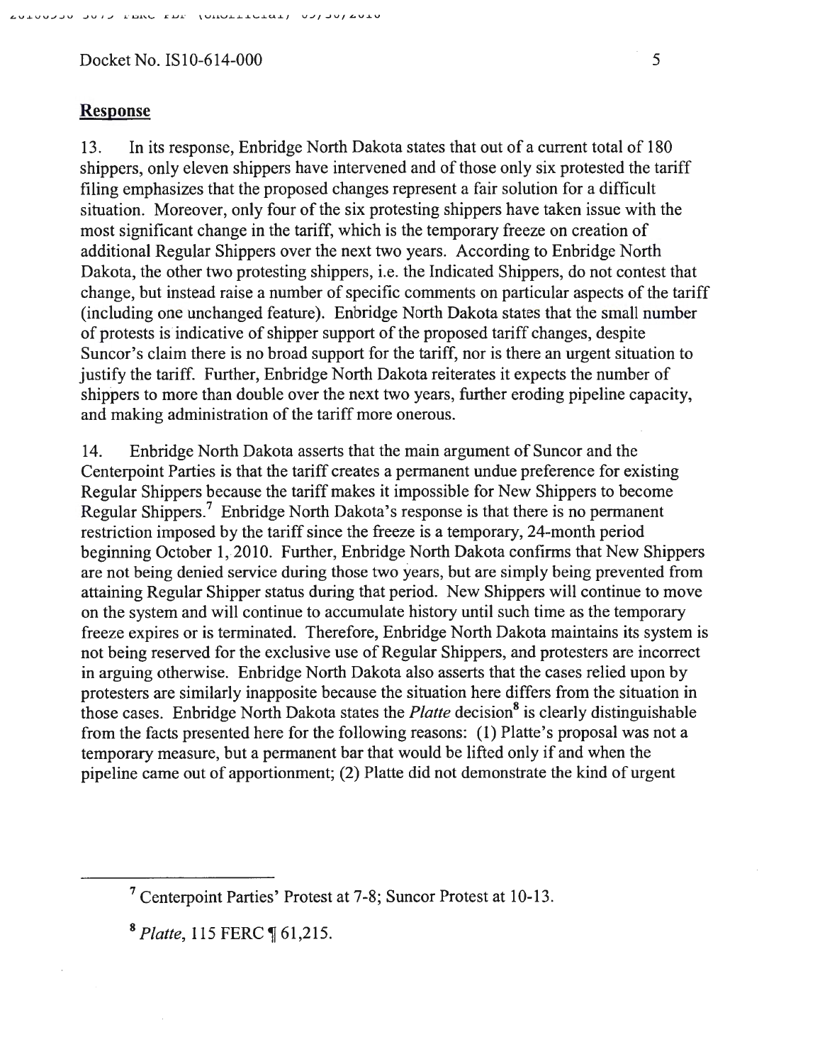## Response

13. In its response, Enbridge North Dakota states that out of a current total of 180 shippers, only eleven shippers have intervened and of those only six protested the tariff filing emphasizes that the proposed changes represent a fair solution for a difficult situation. Moreover, only four of the six protesting shippers have taken issue with the most significant change in the tariff, which is the temporary freeze on creation of additional Regular Shippers over the next two years. According to Enbridge North Dakota, the other two protesting shippers, i.e. the Indicated Shippers, do not contest that change, but instead raise a number of specific comments on particular aspects of the tariff (including one unchanged feature). Enbridge North Dakota states that the small number of protests is indicative of shipper support of the proposed tariff changes, despite Suncor's claim there is no broad support for the tariff, nor is there an urgent situation to justify the tariff. Further, Enbridge North Dakota reiterates it expects the number of shippers to more than double over the next two years, further eroding pipeline capacity, and making administration of the tariff more onerous.

14. Enbridge North Dakota asserts that the main argument of Suncor and the Centerpoint Parties is that the tariff creates a permanent undue preference for existing Regular Shippers because the tariff makes it impossible for New Shippers to become Regular Shippers.[7] Enbridge North Dakota's response is that there is no permanent restriction imposed by the tariff since the freeze is a temporary, 24-month period beginning October 1, 2010. Further, Enbridge North Dakota confirms that New Shippers are not being denied service during those two years, but are simply being prevented from attaining Regular Shipper status during that period. New Shippers will continue to move on the system and will continue to accumulate history until such time as the temporary freeze expires or is terminated. Therefore, Enbridge North Dakota maintains its system is not being reserved for the exclusive use of Regular Shippers, and protesters are incorrect in arguing otherwise. Enbridge North Dakota also asserts that the cases relied upon by protesters are similarly inapposite because the situation here differs from the situation in those cases. Enbridge North Dakota states the *Platte* decision[8] is clearly distinguishable from the facts presented here for the following reasons: (1) Platte's proposal was not a temporary measure, but a permanent bar that would be lifted only if and when the pipeline came out of apportionment; (2) Platte did not demonstrate the kind of urgent

---

[7] Centerpoint Parties' Protest at 7-8; Suncor Protest at 10-13.

[8] *Platte*, 115 FERC ¶ 61,215.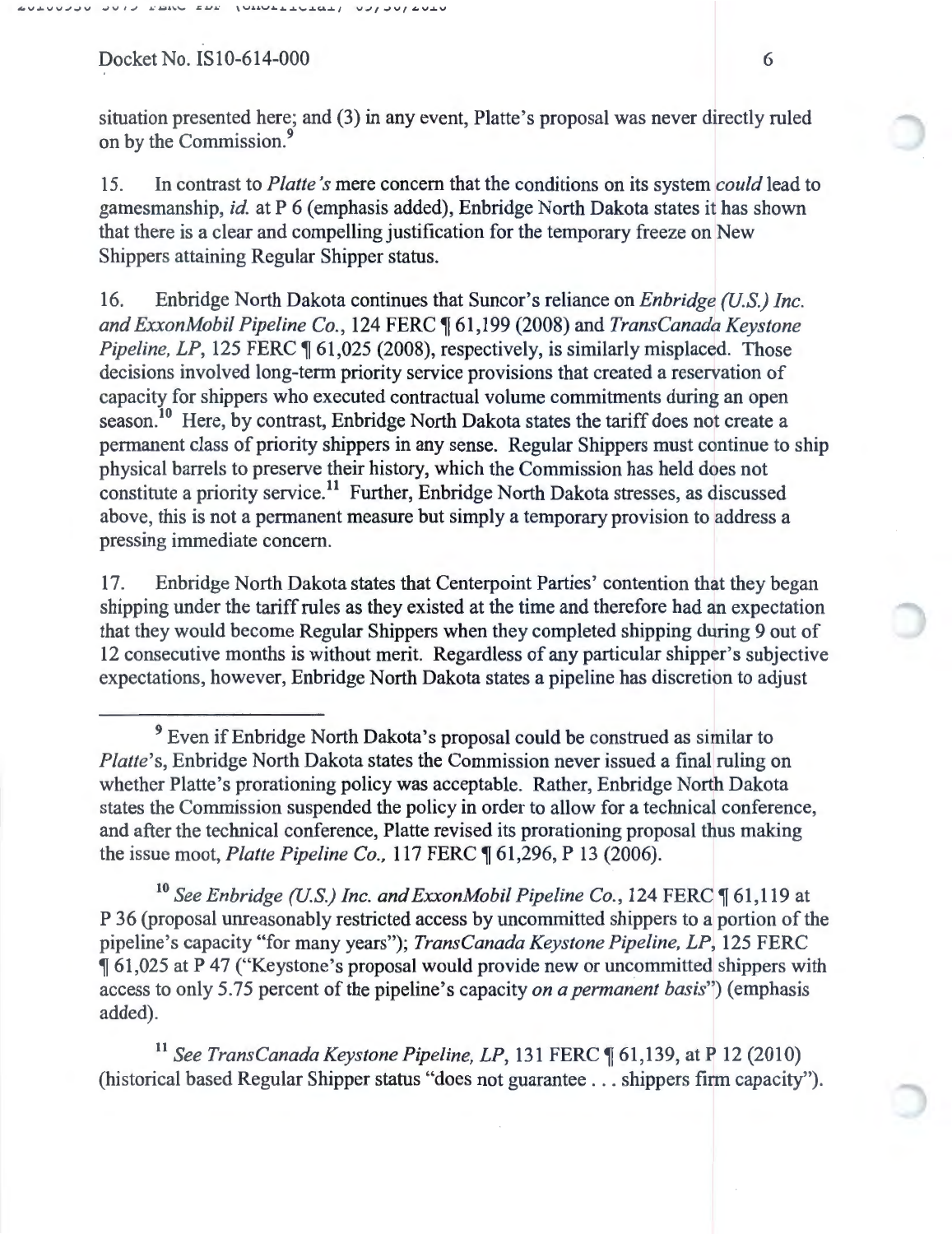situation presented here; and (3) in any event, Platte's proposal was never directly ruled on by the Commission.[9]

15. In contrast to *Platte's* mere concern that the conditions on its system *could* lead to gamesmanship, *id.* at P 6 (emphasis added), Enbridge North Dakota states it has shown that there is a clear and compelling justification for the temporary freeze on New Shippers attaining Regular Shipper status.

16. Enbridge North Dakota continues that Suncor's reliance on *Enbridge (U.S.) Inc. and ExxonMobil Pipeline Co.*, 124 FERC ¶ 61,199 (2008) and *TransCanada Keystone Pipeline, LP*, 125 FERC ¶ 61,025 (2008), respectively, is similarly misplaced. Those decisions involved long-term priority service provisions that created a reservation of capacity for shippers who executed contractual volume commitments during an open season.[10] Here, by contrast, Enbridge North Dakota states the tariff does not create a permanent class of priority shippers in any sense. Regular Shippers must continue to ship physical barrels to preserve their history, which the Commission has held does not constitute a priority service.[11] Further, Enbridge North Dakota stresses, as discussed above, this is not a permanent measure but simply a temporary provision to address a pressing immediate concern.

17. Enbridge North Dakota states that Centerpoint Parties' contention that they began shipping under the tariff rules as they existed at the time and therefore had an expectation that they would become Regular Shippers when they completed shipping during 9 out of 12 consecutive months is without merit. Regardless of any particular shipper's subjective expectations, however, Enbridge North Dakota states a pipeline has discretion to adjust

---

[9] Even if Enbridge North Dakota's proposal could be construed as similar to *Platte*'s, Enbridge North Dakota states the Commission never issued a final ruling on whether Platte's prorationing policy was acceptable. Rather, Enbridge North Dakota states the Commission suspended the policy in order to allow for a technical conference, and after the technical conference, Platte revised its prorationing proposal thus making the issue moot, *Platte Pipeline Co.*, 117 FERC ¶ 61,296, P 13 (2006).

[10] *See Enbridge (U.S.) Inc. and ExxonMobil Pipeline Co.*, 124 FERC ¶ 61,119 at P 36 (proposal unreasonably restricted access by uncommitted shippers to a portion of the pipeline's capacity "for many years"); *TransCanada Keystone Pipeline, LP*, 125 FERC ¶ 61,025 at P 47 ("Keystone's proposal would provide new or uncommitted shippers with access to only 5.75 percent of the pipeline's capacity *on a permanent basis*") (emphasis added).

[11] *See TransCanada Keystone Pipeline, LP*, 131 FERC ¶ 61,139, at P 12 (2010) (historical based Regular Shipper status "does not guarantee . . . shippers firm capacity").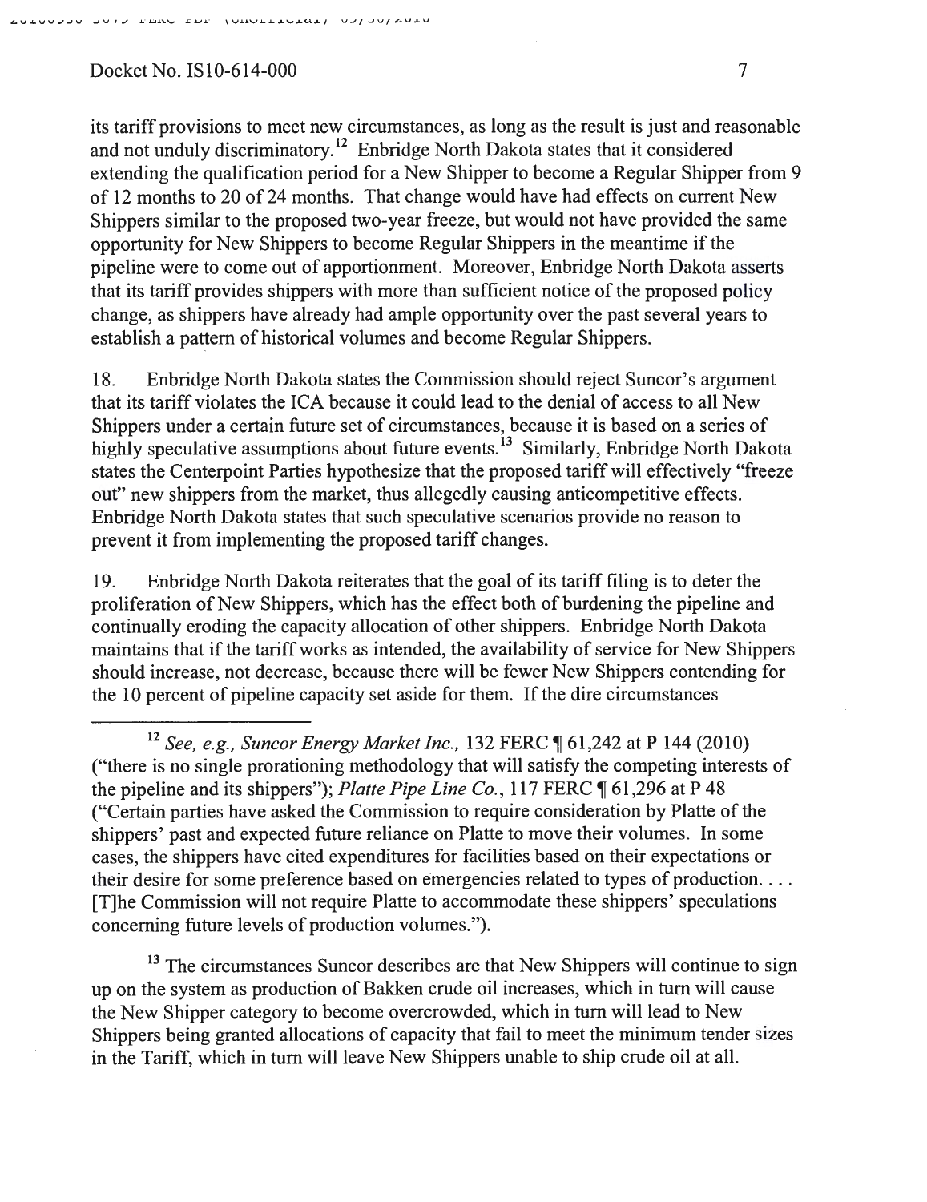its tariff provisions to meet new circumstances, as long as the result is just and reasonable and not unduly discriminatory.[12] Enbridge North Dakota states that it considered extending the qualification period for a New Shipper to become a Regular Shipper from 9 of 12 months to 20 of 24 months. That change would have had effects on current New Shippers similar to the proposed two-year freeze, but would not have provided the same opportunity for New Shippers to become Regular Shippers in the meantime if the pipeline were to come out of apportionment. Moreover, Enbridge North Dakota asserts that its tariff provides shippers with more than sufficient notice of the proposed policy change, as shippers have already had ample opportunity over the past several years to establish a pattern of historical volumes and become Regular Shippers.

18. Enbridge North Dakota states the Commission should reject Suncor's argument that its tariff violates the ICA because it could lead to the denial of access to all New Shippers under a certain future set of circumstances, because it is based on a series of highly speculative assumptions about future events.[13] Similarly, Enbridge North Dakota states the Centerpoint Parties hypothesize that the proposed tariff will effectively "freeze out" new shippers from the market, thus allegedly causing anticompetitive effects. Enbridge North Dakota states that such speculative scenarios provide no reason to prevent it from implementing the proposed tariff changes.

19. Enbridge North Dakota reiterates that the goal of its tariff filing is to deter the proliferation of New Shippers, which has the effect both of burdening the pipeline and continually eroding the capacity allocation of other shippers. Enbridge North Dakota maintains that if the tariff works as intended, the availability of service for New Shippers should increase, not decrease, because there will be fewer New Shippers contending for the 10 percent of pipeline capacity set aside for them. If the dire circumstances

---

[12] *See, e.g., Suncor Energy Market Inc.*, 132 FERC ¶ 61,242 at P 144 (2010) ("there is no single prorationing methodology that will satisfy the competing interests of the pipeline and its shippers"); *Platte Pipe Line Co.*, 117 FERC ¶ 61,296 at P 48 ("Certain parties have asked the Commission to require consideration by Platte of the shippers' past and expected future reliance on Platte to move their volumes. In some cases, the shippers have cited expenditures for facilities based on their expectations or their desire for some preference based on emergencies related to types of production. . . . [T]he Commission will not require Platte to accommodate these shippers' speculations concerning future levels of production volumes.").

[13] The circumstances Suncor describes are that New Shippers will continue to sign up on the system as production of Bakken crude oil increases, which in turn will cause the New Shipper category to become overcrowded, which in turn will lead to New Shippers being granted allocations of capacity that fail to meet the minimum tender sizes in the Tariff, which in turn will leave New Shippers unable to ship crude oil at all.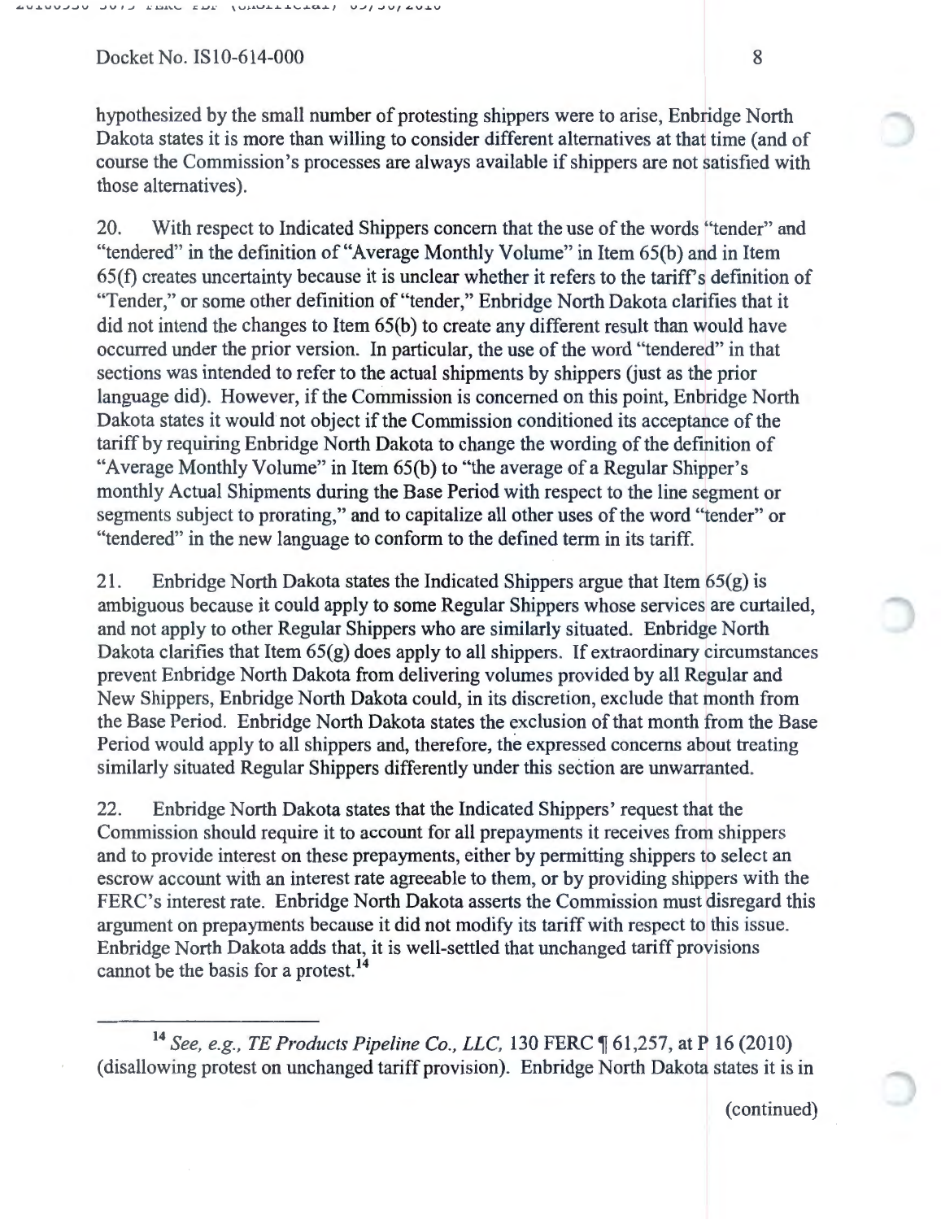hypothesized by the small number of protesting shippers were to arise, Enbridge North Dakota states it is more than willing to consider different alternatives at that time (and of course the Commission's processes are always available if shippers are not satisfied with those alternatives).

20. With respect to Indicated Shippers concern that the use of the words "tender" and "tendered" in the definition of "Average Monthly Volume" in Item 65(b) and in Item 65(f) creates uncertainty because it is unclear whether it refers to the tariff's definition of "Tender," or some other definition of "tender," Enbridge North Dakota clarifies that it did not intend the changes to Item 65(b) to create any different result than would have occurred under the prior version. In particular, the use of the word "tendered" in that sections was intended to refer to the actual shipments by shippers (just as the prior language did). However, if the Commission is concerned on this point, Enbridge North Dakota states it would not object if the Commission conditioned its acceptance of the tariff by requiring Enbridge North Dakota to change the wording of the definition of "Average Monthly Volume" in Item 65(b) to "the average of a Regular Shipper's monthly Actual Shipments during the Base Period with respect to the line segment or segments subject to prorating," and to capitalize all other uses of the word "tender" or "tendered" in the new language to conform to the defined term in its tariff.

21. Enbridge North Dakota states the Indicated Shippers argue that Item 65(g) is ambiguous because it could apply to some Regular Shippers whose services are curtailed, and not apply to other Regular Shippers who are similarly situated. Enbridge North Dakota clarifies that Item 65(g) does apply to all shippers. If extraordinary circumstances prevent Enbridge North Dakota from delivering volumes provided by all Regular and New Shippers, Enbridge North Dakota could, in its discretion, exclude that month from the Base Period. Enbridge North Dakota states the exclusion of that month from the Base Period would apply to all shippers and, therefore, the expressed concerns about treating similarly situated Regular Shippers differently under this section are unwarranted.

22. Enbridge North Dakota states that the Indicated Shippers' request that the Commission should require it to account for all prepayments it receives from shippers and to provide interest on these prepayments, either by permitting shippers to select an escrow account with an interest rate agreeable to them, or by providing shippers with the FERC's interest rate. Enbridge North Dakota asserts the Commission must disregard this argument on prepayments because it did not modify its tariff with respect to this issue. Enbridge North Dakota adds that, it is well-settled that unchanged tariff provisions cannot be the basis for a protest.[14]

---

[14] *See, e.g., TE Products Pipeline Co., LLC,* 130 FERC ¶ 61,257, at P 16 (2010) (disallowing protest on unchanged tariff provision). Enbridge North Dakota states it is in

(continued)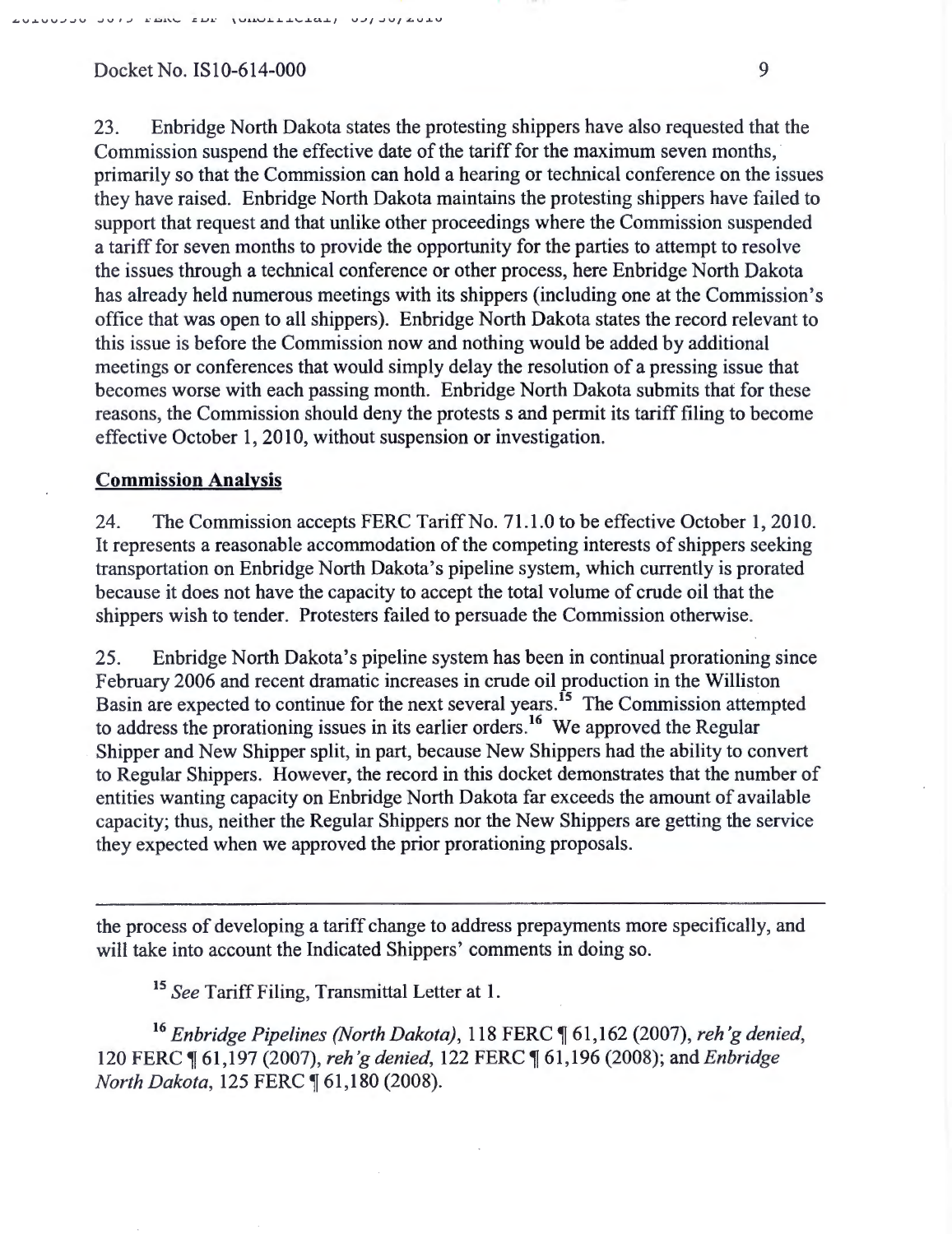23. Enbridge North Dakota states the protesting shippers have also requested that the Commission suspend the effective date of the tariff for the maximum seven months, primarily so that the Commission can hold a hearing or technical conference on the issues they have raised. Enbridge North Dakota maintains the protesting shippers have failed to support that request and that unlike other proceedings where the Commission suspended a tariff for seven months to provide the opportunity for the parties to attempt to resolve the issues through a technical conference or other process, here Enbridge North Dakota has already held numerous meetings with its shippers (including one at the Commission's office that was open to all shippers). Enbridge North Dakota states the record relevant to this issue is before the Commission now and nothing would be added by additional meetings or conferences that would simply delay the resolution of a pressing issue that becomes worse with each passing month. Enbridge North Dakota submits that for these reasons, the Commission should deny the protests s and permit its tariff filing to become effective October 1, 2010, without suspension or investigation.

**Commission Analysis**

24. The Commission accepts FERC Tariff No. 71.1.0 to be effective October 1, 2010. It represents a reasonable accommodation of the competing interests of shippers seeking transportation on Enbridge North Dakota's pipeline system, which currently is prorated because it does not have the capacity to accept the total volume of crude oil that the shippers wish to tender. Protesters failed to persuade the Commission otherwise.

25. Enbridge North Dakota's pipeline system has been in continual prorationing since February 2006 and recent dramatic increases in crude oil production in the Williston Basin are expected to continue for the next several years.[15] The Commission attempted to address the prorationing issues in its earlier orders.[16] We approved the Regular Shipper and New Shipper split, in part, because New Shippers had the ability to convert to Regular Shippers. However, the record in this docket demonstrates that the number of entities wanting capacity on Enbridge North Dakota far exceeds the amount of available capacity; thus, neither the Regular Shippers nor the New Shippers are getting the service they expected when we approved the prior prorationing proposals.

---

the process of developing a tariff change to address prepayments more specifically, and will take into account the Indicated Shippers' comments in doing so.

[15] *See* Tariff Filing, Transmittal Letter at 1.

[16] *Enbridge Pipelines (North Dakota)*, 118 FERC ¶ 61,162 (2007), *reh'g denied*, 120 FERC ¶ 61,197 (2007), *reh'g denied*, 122 FERC ¶ 61,196 (2008); and *Enbridge North Dakota*, 125 FERC ¶ 61,180 (2008).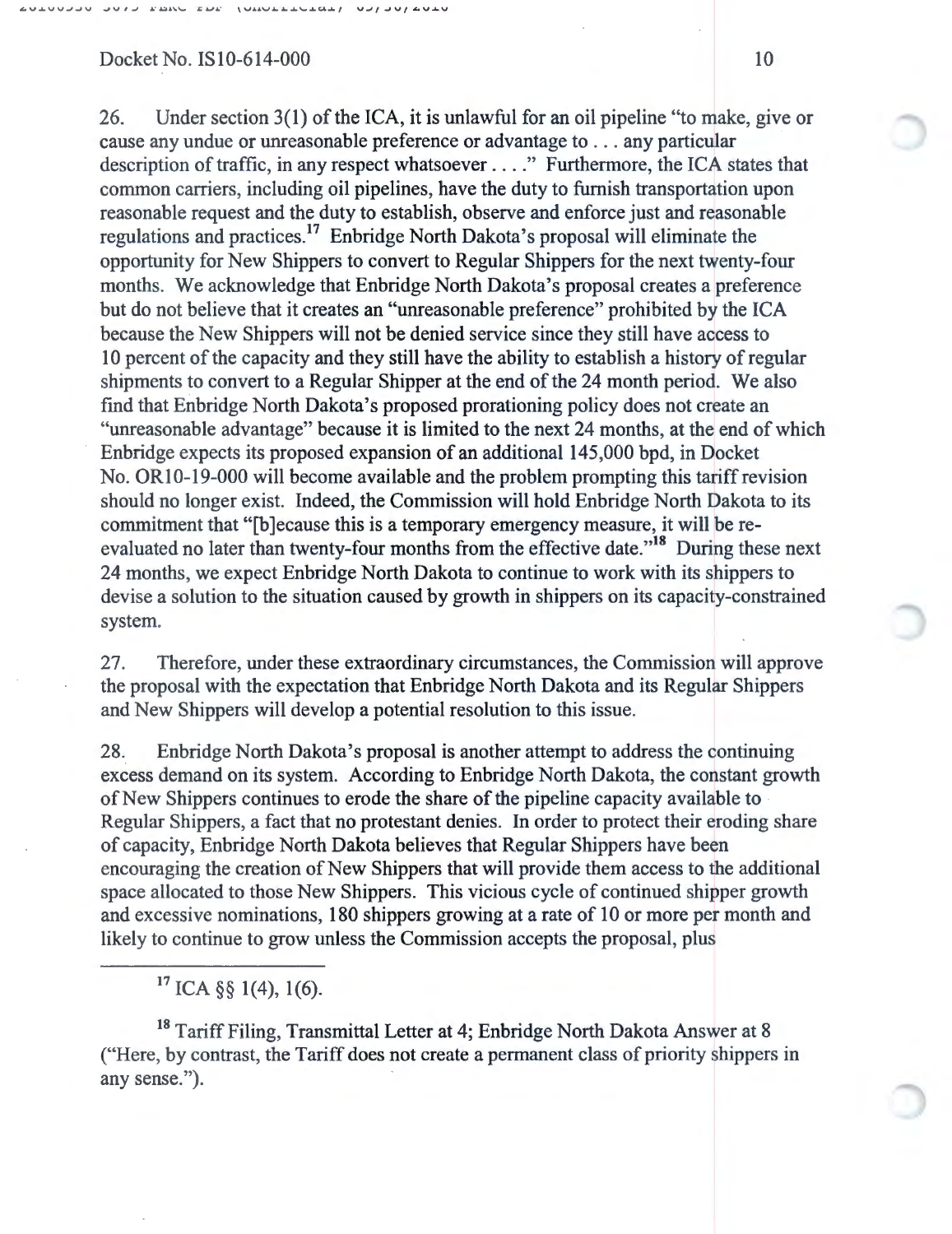26. Under section 3(1) of the ICA, it is unlawful for an oil pipeline "to make, give or cause any undue or unreasonable preference or advantage to . . . any particular description of traffic, in any respect whatsoever . . . ." Furthermore, the ICA states that common carriers, including oil pipelines, have the duty to furnish transportation upon reasonable request and the duty to establish, observe and enforce just and reasonable regulations and practices.[17] Enbridge North Dakota's proposal will eliminate the opportunity for New Shippers to convert to Regular Shippers for the next twenty-four months. We acknowledge that Enbridge North Dakota's proposal creates a preference but do not believe that it creates an "unreasonable preference" prohibited by the ICA because the New Shippers will not be denied service since they still have access to 10 percent of the capacity and they still have the ability to establish a history of regular shipments to convert to a Regular Shipper at the end of the 24 month period. We also find that Enbridge North Dakota's proposed prorationing policy does not create an "unreasonable advantage" because it is limited to the next 24 months, at the end of which Enbridge expects its proposed expansion of an additional 145,000 bpd, in Docket No. OR10-19-000 will become available and the problem prompting this tariff revision should no longer exist. Indeed, the Commission will hold Enbridge North Dakota to its commitment that "[b]ecause this is a temporary emergency measure, it will be re-evaluated no later than twenty-four months from the effective date."[18] During these next 24 months, we expect Enbridge North Dakota to continue to work with its shippers to devise a solution to the situation caused by growth in shippers on its capacity-constrained system.

27. Therefore, under these extraordinary circumstances, the Commission will approve the proposal with the expectation that Enbridge North Dakota and its Regular Shippers and New Shippers will develop a potential resolution to this issue.

28. Enbridge North Dakota's proposal is another attempt to address the continuing excess demand on its system. According to Enbridge North Dakota, the constant growth of New Shippers continues to erode the share of the pipeline capacity available to Regular Shippers, a fact that no protestant denies. In order to protect their eroding share of capacity, Enbridge North Dakota believes that Regular Shippers have been encouraging the creation of New Shippers that will provide them access to the additional space allocated to those New Shippers. This vicious cycle of continued shipper growth and excessive nominations, 180 shippers growing at a rate of 10 or more per month and likely to continue to grow unless the Commission accepts the proposal, plus

---

[17] ICA §§ 1(4), 1(6).

[18] Tariff Filing, Transmittal Letter at 4; Enbridge North Dakota Answer at 8 ("Here, by contrast, the Tariff does not create a permanent class of priority shippers in any sense.").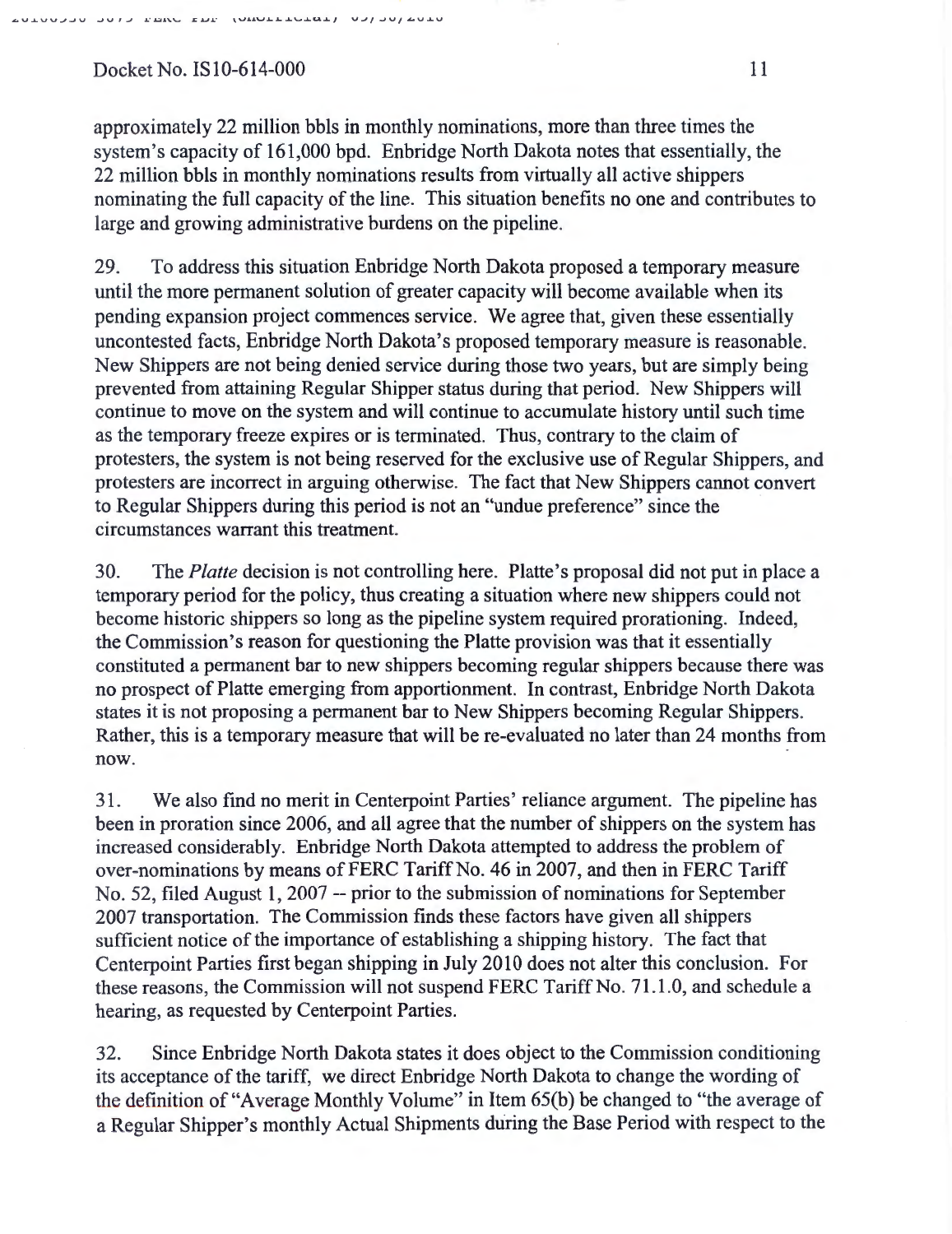approximately 22 million bbls in monthly nominations, more than three times the system's capacity of 161,000 bpd. Enbridge North Dakota notes that essentially, the 22 million bbls in monthly nominations results from virtually all active shippers nominating the full capacity of the line. This situation benefits no one and contributes to large and growing administrative burdens on the pipeline.

29. To address this situation Enbridge North Dakota proposed a temporary measure until the more permanent solution of greater capacity will become available when its pending expansion project commences service. We agree that, given these essentially uncontested facts, Enbridge North Dakota's proposed temporary measure is reasonable. New Shippers are not being denied service during those two years, but are simply being prevented from attaining Regular Shipper status during that period. New Shippers will continue to move on the system and will continue to accumulate history until such time as the temporary freeze expires or is terminated. Thus, contrary to the claim of protesters, the system is not being reserved for the exclusive use of Regular Shippers, and protesters are incorrect in arguing otherwise. The fact that New Shippers cannot convert to Regular Shippers during this period is not an "undue preference" since the circumstances warrant this treatment.

30. The *Platte* decision is not controlling here. Platte's proposal did not put in place a temporary period for the policy, thus creating a situation where new shippers could not become historic shippers so long as the pipeline system required prorationing. Indeed, the Commission's reason for questioning the Platte provision was that it essentially constituted a permanent bar to new shippers becoming regular shippers because there was no prospect of Platte emerging from apportionment. In contrast, Enbridge North Dakota states it is not proposing a permanent bar to New Shippers becoming Regular Shippers. Rather, this is a temporary measure that will be re-evaluated no later than 24 months from now.

31. We also find no merit in Centerpoint Parties' reliance argument. The pipeline has been in proration since 2006, and all agree that the number of shippers on the system has increased considerably. Enbridge North Dakota attempted to address the problem of over-nominations by means of FERC Tariff No. 46 in 2007, and then in FERC Tariff No. 52, filed August 1, 2007 -- prior to the submission of nominations for September 2007 transportation. The Commission finds these factors have given all shippers sufficient notice of the importance of establishing a shipping history. The fact that Centerpoint Parties first began shipping in July 2010 does not alter this conclusion. For these reasons, the Commission will not suspend FERC Tariff No. 71.1.0, and schedule a hearing, as requested by Centerpoint Parties.

32. Since Enbridge North Dakota states it does object to the Commission conditioning its acceptance of the tariff, we direct Enbridge North Dakota to change the wording of the definition of "Average Monthly Volume" in Item 65(b) be changed to "the average of a Regular Shipper's monthly Actual Shipments during the Base Period with respect to the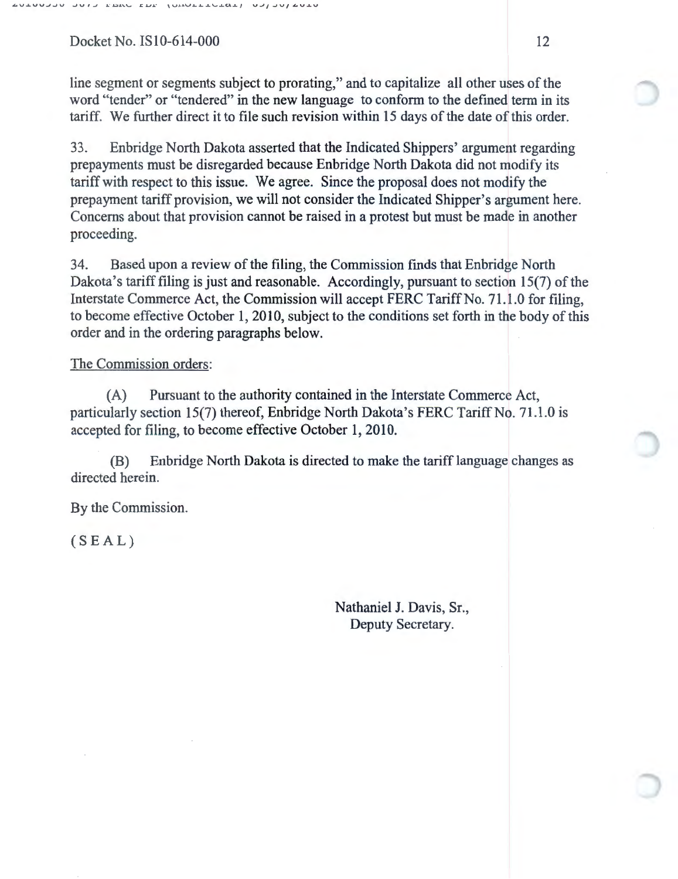line segment or segments subject to prorating," and to capitalize all other uses of the word "tender" or "tendered" in the new language to conform to the defined term in its tariff. We further direct it to file such revision within 15 days of the date of this order.

33. Enbridge North Dakota asserted that the Indicated Shippers' argument regarding prepayments must be disregarded because Enbridge North Dakota did not modify its tariff with respect to this issue. We agree. Since the proposal does not modify the prepayment tariff provision, we will not consider the Indicated Shipper's argument here. Concerns about that provision cannot be raised in a protest but must be made in another proceeding.

34. Based upon a review of the filing, the Commission finds that Enbridge North Dakota's tariff filing is just and reasonable. Accordingly, pursuant to section 15(7) of the Interstate Commerce Act, the Commission will accept FERC Tariff No. 71.1.0 for filing, to become effective October 1, 2010, subject to the conditions set forth in the body of this order and in the ordering paragraphs below.

The Commission orders:

(A) Pursuant to the authority contained in the Interstate Commerce Act, particularly section 15(7) thereof, Enbridge North Dakota's FERC Tariff No. 71.1.0 is accepted for filing, to become effective October 1, 2010.

(B) Enbridge North Dakota is directed to make the tariff language changes as directed herein.

By the Commission.

( S E A L )

Nathaniel J. Davis, Sr.,
Deputy Secretary.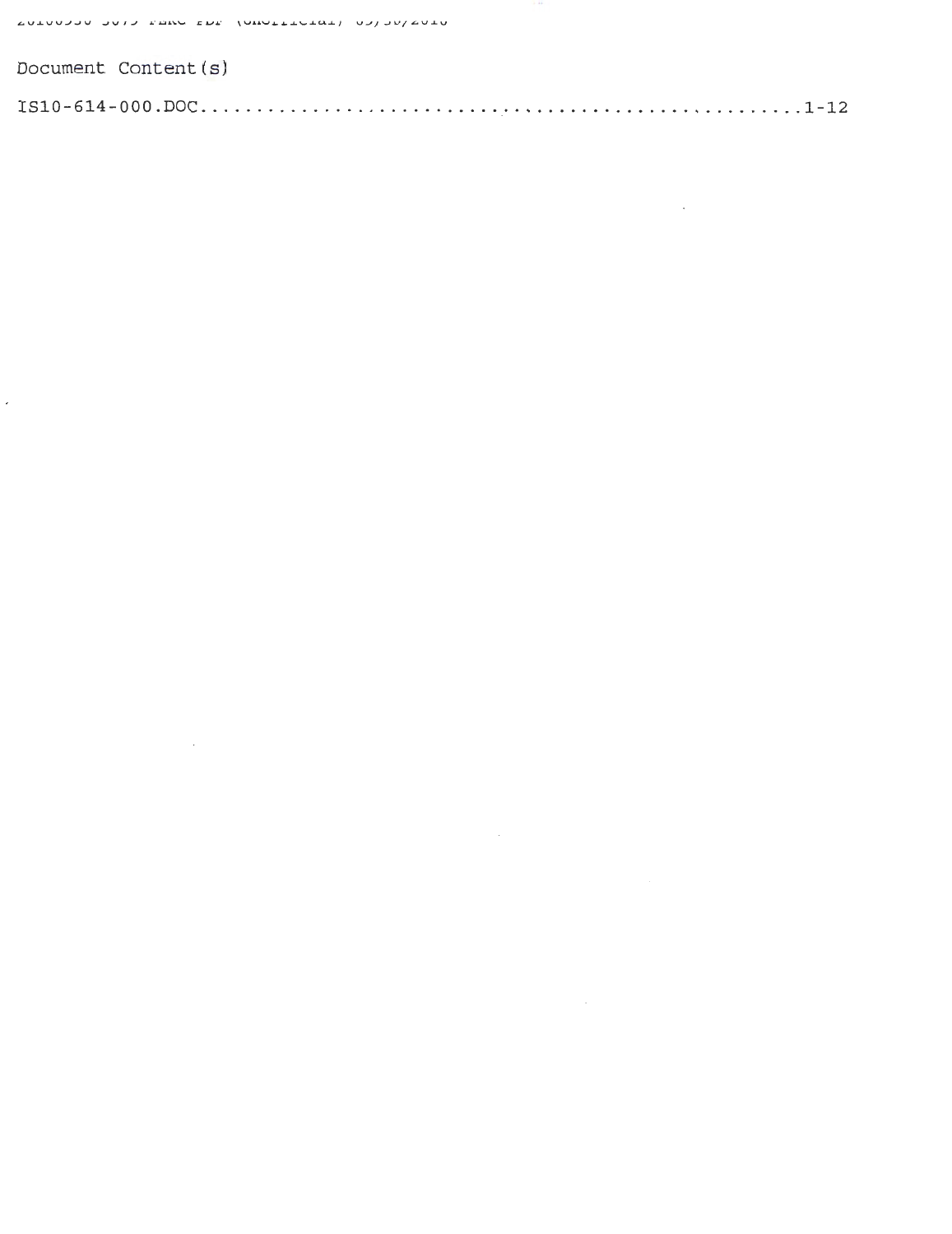Document Content(s)

IS10-614-000.DOC.........................................................1-12